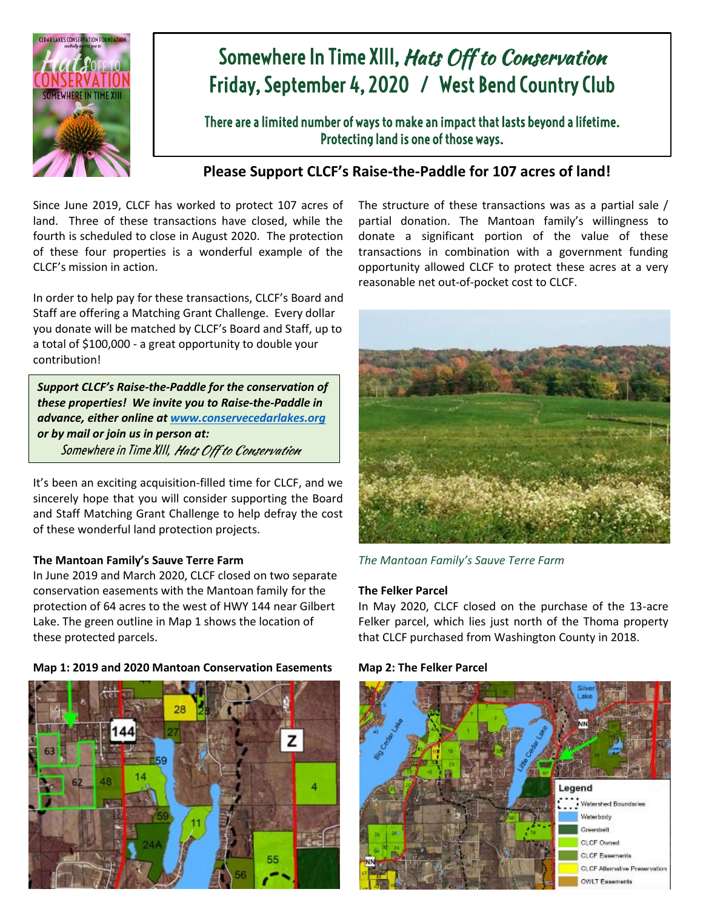# Somewhere In Time XIII, *Hats Off to Conservation*
# Friday, September 4, 2020 / West Bend Country Club

There are a limited number of ways to make an impact that lasts beyond a lifetime. Protecting land is one of those ways.

## Please Support CLCF's Raise-the-Paddle for 107 acres of land!

Since June 2019, CLCF has worked to protect 107 acres of land. Three of these transactions have closed, while the fourth is scheduled to close in August 2020. The protection of these four properties is a wonderful example of the CLCF's mission in action.

In order to help pay for these transactions, CLCF's Board and Staff are offering a Matching Grant Challenge. Every dollar you donate will be matched by CLCF's Board and Staff, up to a total of $100,000 - a great opportunity to double your contribution!

> ***Support CLCF's Raise-the-Paddle for the conservation of these properties! We invite you to Raise-the-Paddle in advance, either online at [www.conservecedarlakes.org](http://www.conservecedarlakes.org) or by mail or join us in person at:***
> *Somewhere in Time XIII, Hats Off to Conservation*

It's been an exciting acquisition-filled time for CLCF, and we sincerely hope that you will consider supporting the Board and Staff Matching Grant Challenge to help defray the cost of these wonderful land protection projects.

**The Mantoan Family's Sauve Terre Farm**
In June 2019 and March 2020, CLCF closed on two separate conservation easements with the Mantoan family for the protection of 64 acres to the west of HWY 144 near Gilbert Lake. The green outline in Map 1 shows the location of these protected parcels.

**Map 1: 2019 and 2020 Mantoan Conservation Easements**

The structure of these transactions was as a partial sale / partial donation. The Mantoan family's willingness to donate a significant portion of the value of these transactions in combination with a government funding opportunity allowed CLCF to protect these acres at a very reasonable net out-of-pocket cost to CLCF.

*The Mantoan Family's Sauve Terre Farm*

**The Felker Parcel**
In May 2020, CLCF closed on the purchase of the 13-acre Felker parcel, which lies just north of the Thoma property that CLCF purchased from Washington County in 2018.

**Map 2: The Felker Parcel**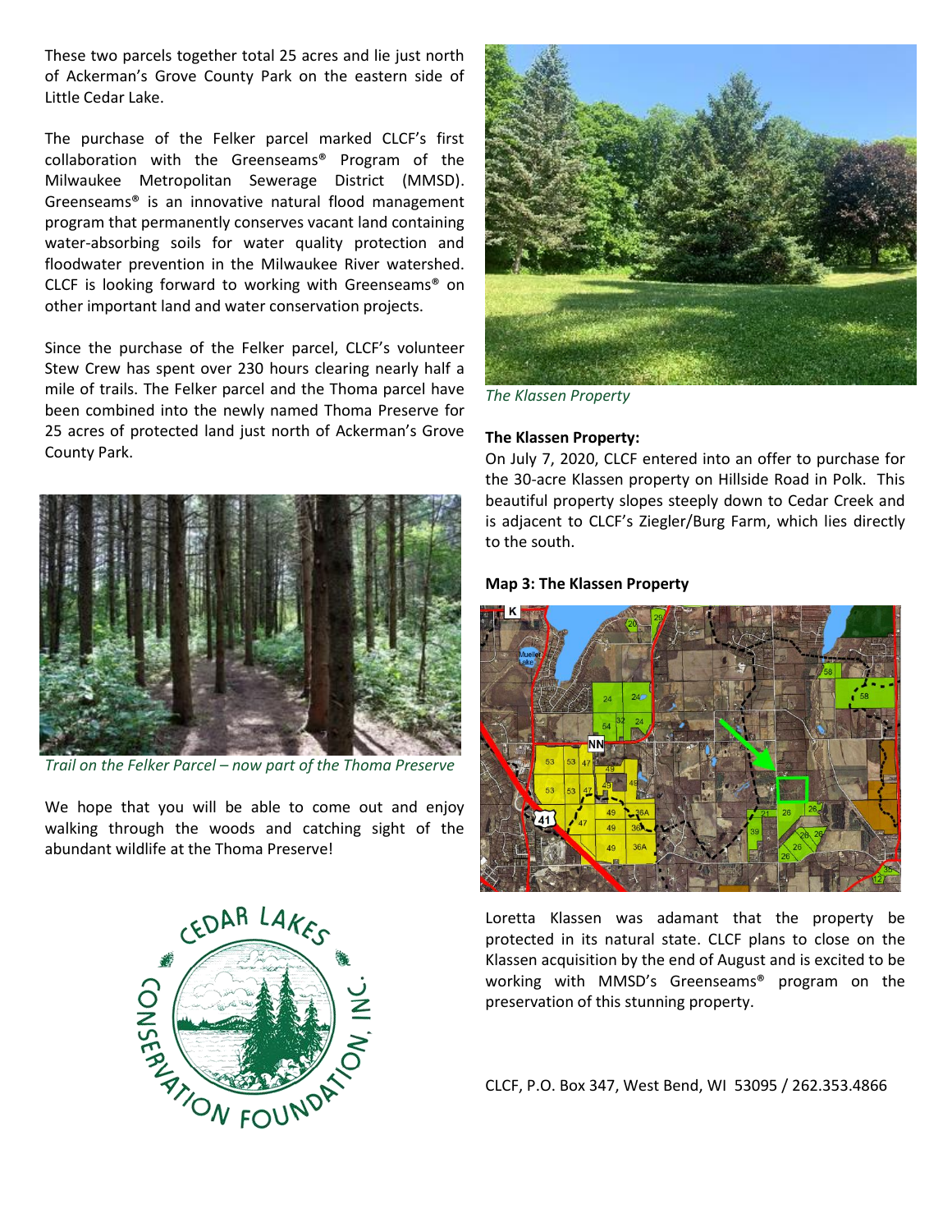These two parcels together total 25 acres and lie just north of Ackerman's Grove County Park on the eastern side of Little Cedar Lake.

The purchase of the Felker parcel marked CLCF's first collaboration with the Greenseams® Program of the Milwaukee Metropolitan Sewerage District (MMSD). Greenseams® is an innovative natural flood management program that permanently conserves vacant land containing water-absorbing soils for water quality protection and floodwater prevention in the Milwaukee River watershed. CLCF is looking forward to working with Greenseams® on other important land and water conservation projects.

Since the purchase of the Felker parcel, CLCF's volunteer Stew Crew has spent over 230 hours clearing nearly half a mile of trails. The Felker parcel and the Thoma parcel have been combined into the newly named Thoma Preserve for 25 acres of protected land just north of Ackerman's Grove County Park.

*Trail on the Felker Parcel – now part of the Thoma Preserve*

We hope that you will be able to come out and enjoy walking through the woods and catching sight of the abundant wildlife at the Thoma Preserve!

*The Klassen Property*

**The Klassen Property:**

On July 7, 2020, CLCF entered into an offer to purchase for the 30-acre Klassen property on Hillside Road in Polk. This beautiful property slopes steeply down to Cedar Creek and is adjacent to CLCF's Ziegler/Burg Farm, which lies directly to the south.

**Map 3: The Klassen Property**

Loretta Klassen was adamant that the property be protected in its natural state. CLCF plans to close on the Klassen acquisition by the end of August and is excited to be working with MMSD's Greenseams® program on the preservation of this stunning property.

CLCF, P.O. Box 347, West Bend, WI 53095 / 262.353.4866